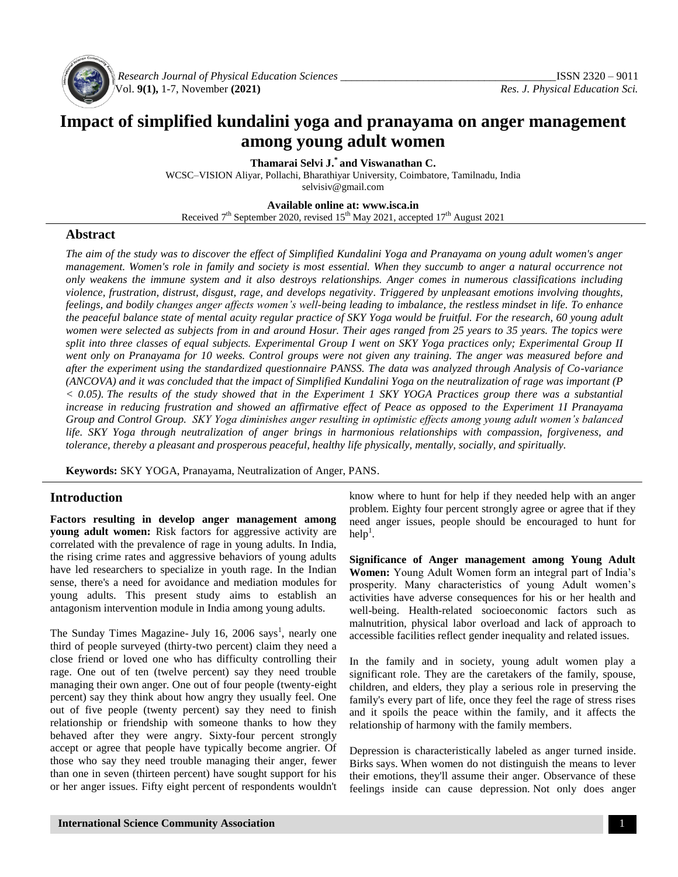# Impact of simplified kundalini yoga and pranayama on anger management among young adult women

**Thamarai Selvi J.[*] and Viswanathan C.**

WCSC–VISION Aliyar, Pollachi, Bharathiyar University, Coimbatore, Tamilnadu, India
selvisiv@gmail.com

**Available online at: www.isca.in**

Received 7th September 2020, revised 15th May 2021, accepted 17th August 2021

## Abstract

*The aim of the study was to discover the effect of Simplified Kundalini Yoga and Pranayama on young adult women's anger management. Women's role in family and society is most essential. When they succumb to anger a natural occurrence not only weakens the immune system and it also destroys relationships. Anger comes in numerous classifications including violence, frustration, distrust, disgust, rage, and develops negativity. Triggered by unpleasant emotions involving thoughts, feelings, and bodily changes anger affects women's well-being leading to imbalance, the restless mindset in life. To enhance the peaceful balance state of mental acuity regular practice of SKY Yoga would be fruitful. For the research, 60 young adult women were selected as subjects from in and around Hosur. Their ages ranged from 25 years to 35 years. The topics were split into three classes of equal subjects. Experimental Group I went on SKY Yoga practices only; Experimental Group II went only on Pranayama for 10 weeks. Control groups were not given any training. The anger was measured before and after the experiment using the standardized questionnaire PANSS. The data was analyzed through Analysis of Co-variance (ANCOVA) and it was concluded that the impact of Simplified Kundalini Yoga on the neutralization of rage was important ($P < 0.05$). The results of the study showed that in the Experiment 1 SKY YOGA Practices group there was a substantial increase in reducing frustration and showed an affirmative effect of Peace as opposed to the Experiment 1I Pranayama Group and Control Group. SKY Yoga diminishes anger resulting in optimistic effects among young adult women's balanced life. SKY Yoga through neutralization of anger brings in harmonious relationships with compassion, forgiveness, and tolerance, thereby a pleasant and prosperous peaceful, healthy life physically, mentally, socially, and spiritually.*

**Keywords:** SKY YOGA, Pranayama, Neutralization of Anger, PANS.

## Introduction

**Factors resulting in develop anger management among young adult women:** Risk factors for aggressive activity are correlated with the prevalence of rage in young adults. In India, the rising crime rates and aggressive behaviors of young adults have led researchers to specialize in youth rage. In the Indian sense, there's a need for avoidance and mediation modules for young adults. This present study aims to establish an antagonism intervention module in India among young adults.

The Sunday Times Magazine- July 16, 2006 says[1], nearly one third of people surveyed (thirty-two percent) claim they need a close friend or loved one who has difficulty controlling their rage. One out of ten (twelve percent) say they need trouble managing their own anger. One out of four people (twenty-eight percent) say they think about how angry they usually feel. One out of five people (twenty percent) say they need to finish relationship or friendship with someone thanks to how they behaved after they were angry. Sixty-four percent strongly accept or agree that people have typically become angrier. Of those who say they need trouble managing their anger, fewer than one in seven (thirteen percent) have sought support for his or her anger issues. Fifty eight percent of respondents wouldn't know where to hunt for help if they needed help with an anger problem. Eighty four percent strongly agree or agree that if they need anger issues, people should be encouraged to hunt for help[1].

**Significance of Anger management among Young Adult Women:** Young Adult Women form an integral part of India's prosperity. Many characteristics of young Adult women's activities have adverse consequences for his or her health and well-being. Health-related socioeconomic factors such as malnutrition, physical labor overload and lack of approach to accessible facilities reflect gender inequality and related issues.

In the family and in society, young adult women play a significant role. They are the caretakers of the family, spouse, children, and elders, they play a serious role in preserving the family's every part of life, once they feel the rage of stress rises and it spoils the peace within the family, and it affects the relationship of harmony with the family members.

Depression is characteristically labeled as anger turned inside. Birks says. When women do not distinguish the means to lever their emotions, they'll assume their anger. Observance of these feelings inside can cause depression. Not only does anger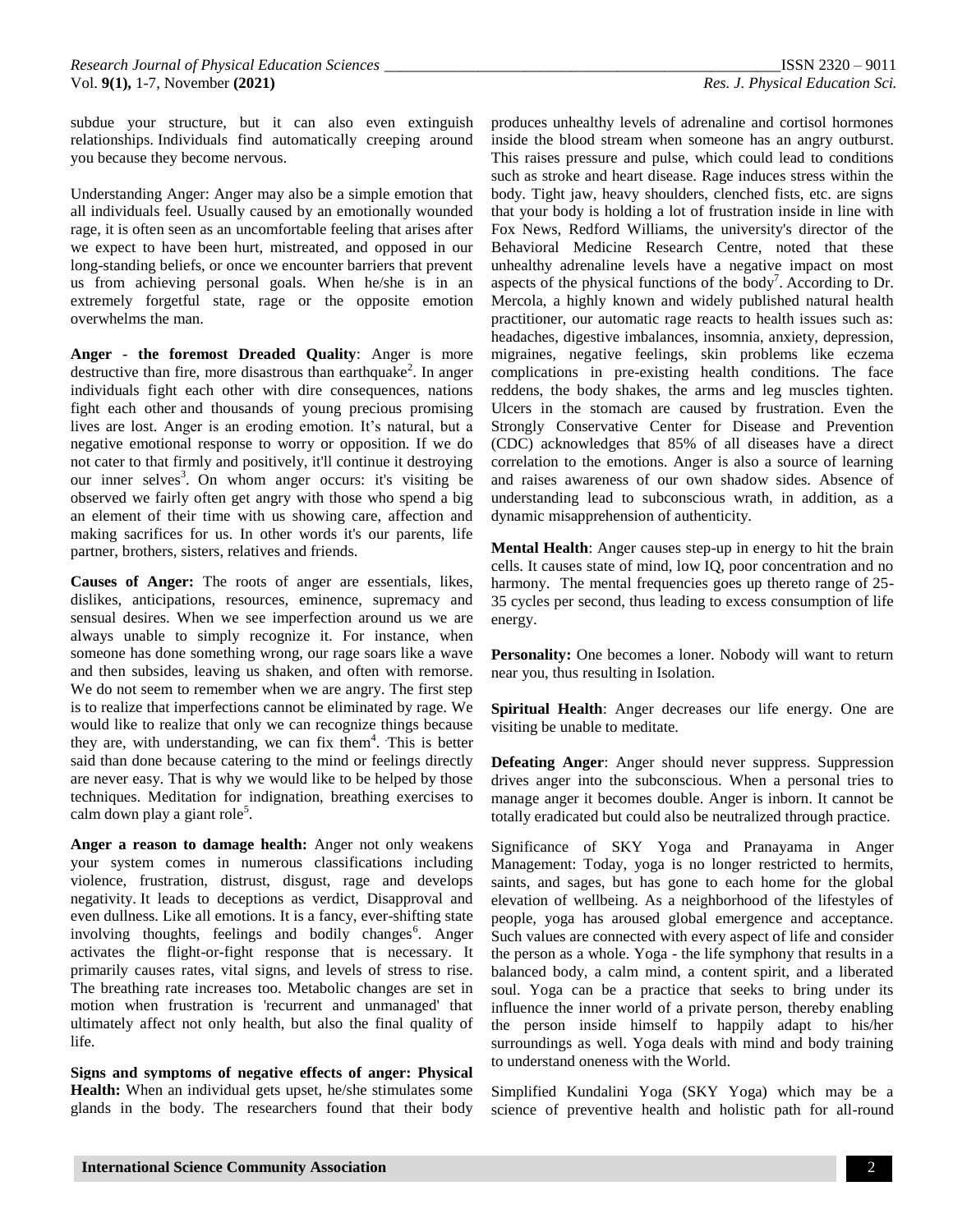subdue your structure, but it can also even extinguish relationships. Individuals find automatically creeping around you because they become nervous.

Understanding Anger: Anger may also be a simple emotion that all individuals feel. Usually caused by an emotionally wounded rage, it is often seen as an uncomfortable feeling that arises after we expect to have been hurt, mistreated, and opposed in our long-standing beliefs, or once we encounter barriers that prevent us from achieving personal goals. When he/she is in an extremely forgetful state, rage or the opposite emotion overwhelms the man.

**Anger - the foremost Dreaded Quality**: Anger is more destructive than fire, more disastrous than earthquake[2]. In anger individuals fight each other with dire consequences, nations fight each other and thousands of young precious promising lives are lost. Anger is an eroding emotion. It's natural, but a negative emotional response to worry or opposition. If we do not cater to that firmly and positively, it'll continue it destroying our inner selves[3]. On whom anger occurs: it's visiting be observed we fairly often get angry with those who spend a big an element of their time with us showing care, affection and making sacrifices for us. In other words it's our parents, life partner, brothers, sisters, relatives and friends.

**Causes of Anger:** The roots of anger are essentials, likes, dislikes, anticipations, resources, eminence, supremacy and sensual desires. When we see imperfection around us we are always unable to simply recognize it. For instance, when someone has done something wrong, our rage soars like a wave and then subsides, leaving us shaken, and often with remorse. We do not seem to remember when we are angry. The first step is to realize that imperfections cannot be eliminated by rage. We would like to realize that only we can recognize things because they are, with understanding, we can fix them[4]. This is better said than done because catering to the mind or feelings directly are never easy. That is why we would like to be helped by those techniques. Meditation for indignation, breathing exercises to calm down play a giant role[5].

**Anger a reason to damage health:** Anger not only weakens your system comes in numerous classifications including violence, frustration, distrust, disgust, rage and develops negativity. It leads to deceptions as verdict, Disapproval and even dullness. Like all emotions. It is a fancy, ever-shifting state involving thoughts, feelings and bodily changes[6]. Anger activates the flight-or-fight response that is necessary. It primarily causes rates, vital signs, and levels of stress to rise. The breathing rate increases too. Metabolic changes are set in motion when frustration is 'recurrent and unmanaged' that ultimately affect not only health, but also the final quality of life.

**Signs and symptoms of negative effects of anger: Physical Health:** When an individual gets upset, he/she stimulates some glands in the body. The researchers found that their body produces unhealthy levels of adrenaline and cortisol hormones inside the blood stream when someone has an angry outburst. This raises pressure and pulse, which could lead to conditions such as stroke and heart disease. Rage induces stress within the body. Tight jaw, heavy shoulders, clenched fists, etc. are signs that your body is holding a lot of frustration inside in line with Fox News, Redford Williams, the university's director of the Behavioral Medicine Research Centre, noted that these unhealthy adrenaline levels have a negative impact on most aspects of the physical functions of the body[7]. According to Dr. Mercola, a highly known and widely published natural health practitioner, our automatic rage reacts to health issues such as: headaches, digestive imbalances, insomnia, anxiety, depression, migraines, negative feelings, skin problems like eczema complications in pre-existing health conditions. The face reddens, the body shakes, the arms and leg muscles tighten. Ulcers in the stomach are caused by frustration. Even the Strongly Conservative Center for Disease and Prevention (CDC) acknowledges that 85% of all diseases have a direct correlation to the emotions. Anger is also a source of learning and raises awareness of our own shadow sides. Absence of understanding lead to subconscious wrath, in addition, as a dynamic misapprehension of authenticity.

**Mental Health**: Anger causes step-up in energy to hit the brain cells. It causes state of mind, low IQ, poor concentration and no harmony. The mental frequencies goes up thereto range of 25-35 cycles per second, thus leading to excess consumption of life energy.

**Personality:** One becomes a loner. Nobody will want to return near you, thus resulting in Isolation.

**Spiritual Health**: Anger decreases our life energy. One are visiting be unable to meditate.

**Defeating Anger**: Anger should never suppress. Suppression drives anger into the subconscious. When a personal tries to manage anger it becomes double. Anger is inborn. It cannot be totally eradicated but could also be neutralized through practice.

Significance of SKY Yoga and Pranayama in Anger Management: Today, yoga is no longer restricted to hermits, saints, and sages, but has gone to each home for the global elevation of wellbeing. As a neighborhood of the lifestyles of people, yoga has aroused global emergence and acceptance. Such values are connected with every aspect of life and consider the person as a whole. Yoga - the life symphony that results in a balanced body, a calm mind, a content spirit, and a liberated soul. Yoga can be a practice that seeks to bring under its influence the inner world of a private person, thereby enabling the person inside himself to happily adapt to his/her surroundings as well. Yoga deals with mind and body training to understand oneness with the World.

Simplified Kundalini Yoga (SKY Yoga) which may be a science of preventive health and holistic path for all-round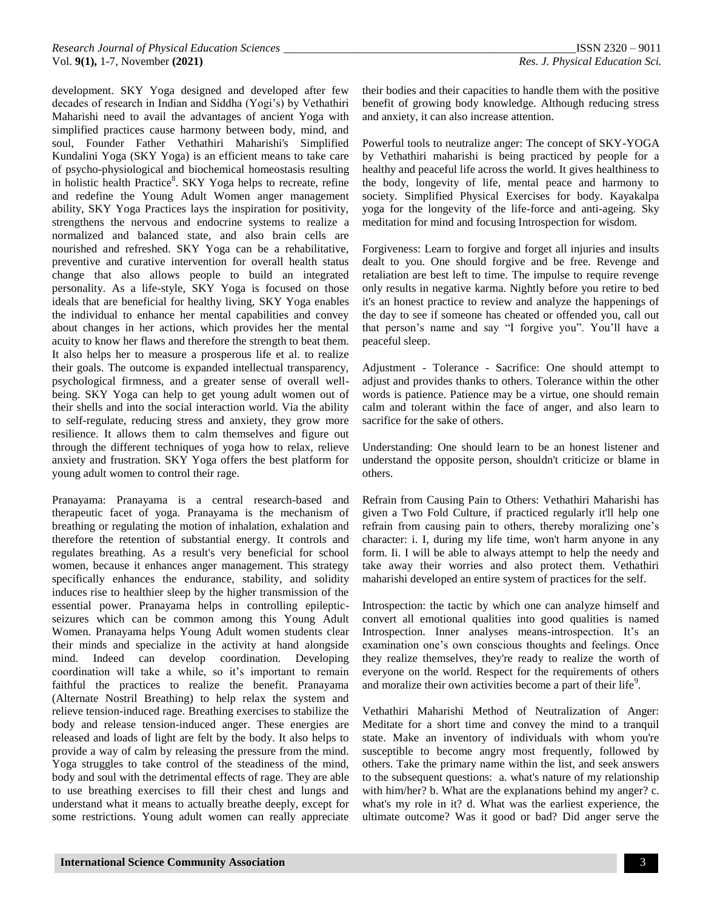development. SKY Yoga designed and developed after few decades of research in Indian and Siddha (Yogi's) by Vethathiri Maharishi need to avail the advantages of ancient Yoga with simplified practices cause harmony between body, mind, and soul, Founder Father Vethathiri Maharishi's Simplified Kundalini Yoga (SKY Yoga) is an efficient means to take care of psycho-physiological and biochemical homeostasis resulting in holistic health Practice[8]. SKY Yoga helps to recreate, refine and redefine the Young Adult Women anger management ability, SKY Yoga Practices lays the inspiration for positivity, strengthens the nervous and endocrine systems to realize a normalized and balanced state, and also brain cells are nourished and refreshed. SKY Yoga can be a rehabilitative, preventive and curative intervention for overall health status change that also allows people to build an integrated personality. As a life-style, SKY Yoga is focused on those ideals that are beneficial for healthy living, SKY Yoga enables the individual to enhance her mental capabilities and convey about changes in her actions, which provides her the mental acuity to know her flaws and therefore the strength to beat them. It also helps her to measure a prosperous life et al. to realize their goals. The outcome is expanded intellectual transparency, psychological firmness, and a greater sense of overall well-being. SKY Yoga can help to get young adult women out of their shells and into the social interaction world. Via the ability to self-regulate, reducing stress and anxiety, they grow more resilience. It allows them to calm themselves and figure out through the different techniques of yoga how to relax, relieve anxiety and frustration. SKY Yoga offers the best platform for young adult women to control their rage.

Pranayama: Pranayama is a central research-based and therapeutic facet of yoga. Pranayama is the mechanism of breathing or regulating the motion of inhalation, exhalation and therefore the retention of substantial energy. It controls and regulates breathing. As a result's very beneficial for school women, because it enhances anger management. This strategy specifically enhances the endurance, stability, and solidity induces rise to healthier sleep by the higher transmission of the essential power. Pranayama helps in controlling epileptic-seizures which can be common among this Young Adult Women. Pranayama helps Young Adult women students clear their minds and specialize in the activity at hand alongside mind. Indeed can develop coordination. Developing coordination will take a while, so it's important to remain faithful the practices to realize the benefit. Pranayama (Alternate Nostril Breathing) to help relax the system and relieve tension-induced rage. Breathing exercises to stabilize the body and release tension-induced anger. These energies are released and loads of light are felt by the body. It also helps to provide a way of calm by releasing the pressure from the mind. Yoga struggles to take control of the steadiness of the mind, body and soul with the detrimental effects of rage. They are able to use breathing exercises to fill their chest and lungs and understand what it means to actually breathe deeply, except for some restrictions. Young adult women can really appreciate their bodies and their capacities to handle them with the positive benefit of growing body knowledge. Although reducing stress and anxiety, it can also increase attention.

Powerful tools to neutralize anger: The concept of SKY-YOGA by Vethathiri maharishi is being practiced by people for a healthy and peaceful life across the world. It gives healthiness to the body, longevity of life, mental peace and harmony to society. Simplified Physical Exercises for body. Kayakalpa yoga for the longevity of the life-force and anti-ageing. Sky meditation for mind and focusing Introspection for wisdom.

Forgiveness: Learn to forgive and forget all injuries and insults dealt to you. One should forgive and be free. Revenge and retaliation are best left to time. The impulse to require revenge only results in negative karma. Nightly before you retire to bed it's an honest practice to review and analyze the happenings of the day to see if someone has cheated or offended you, call out that person's name and say "I forgive you". You'll have a peaceful sleep.

Adjustment - Tolerance - Sacrifice: One should attempt to adjust and provides thanks to others. Tolerance within the other words is patience. Patience may be a virtue, one should remain calm and tolerant within the face of anger, and also learn to sacrifice for the sake of others.

Understanding: One should learn to be an honest listener and understand the opposite person, shouldn't criticize or blame in others.

Refrain from Causing Pain to Others: Vethathiri Maharishi has given a Two Fold Culture, if practiced regularly it'll help one refrain from causing pain to others, thereby moralizing one's character: i. I, during my life time, won't harm anyone in any form. Ii. I will be able to always attempt to help the needy and take away their worries and also protect them. Vethathiri maharishi developed an entire system of practices for the self.

Introspection: the tactic by which one can analyze himself and convert all emotional qualities into good qualities is named Introspection. Inner analyses means-introspection. It's an examination one's own conscious thoughts and feelings. Once they realize themselves, they're ready to realize the worth of everyone on the world. Respect for the requirements of others and moralize their own activities become a part of their life[9].

Vethathiri Maharishi Method of Neutralization of Anger: Meditate for a short time and convey the mind to a tranquil state. Make an inventory of individuals with whom you're susceptible to become angry most frequently, followed by others. Take the primary name within the list, and seek answers to the subsequent questions: a. what's nature of my relationship with him/her? b. What are the explanations behind my anger? c. what's my role in it? d. What was the earliest experience, the ultimate outcome? Was it good or bad? Did anger serve the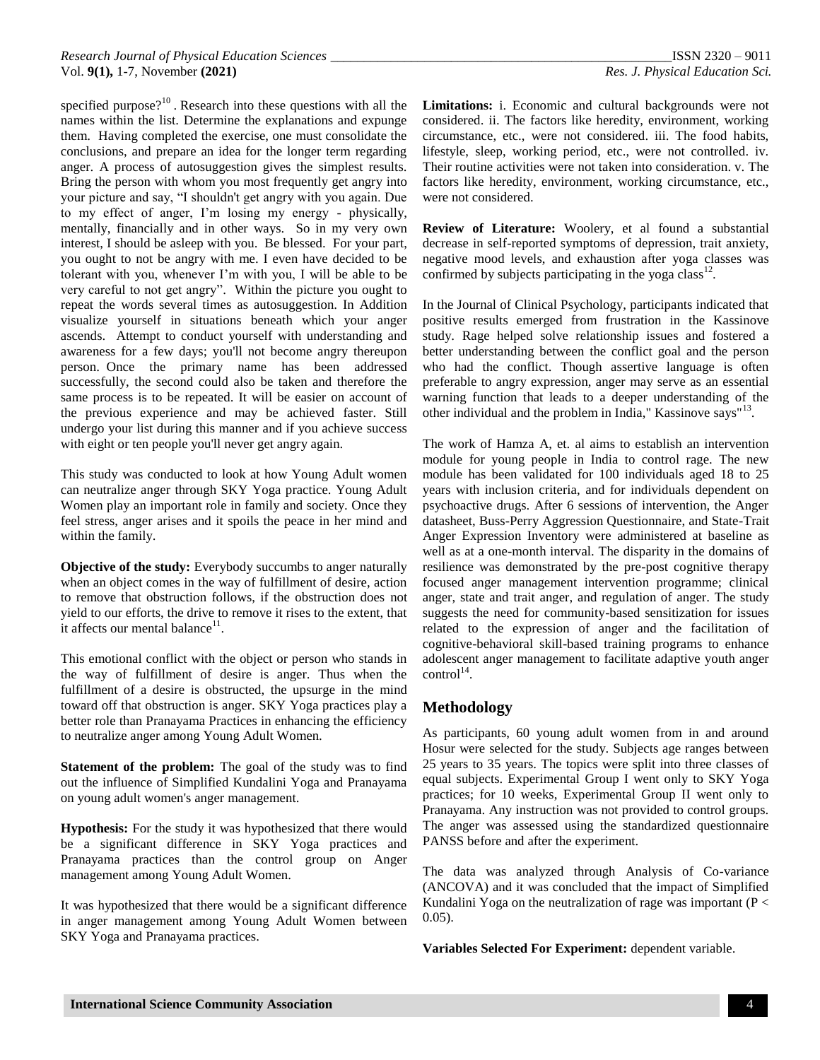specified purpose?[10]. Research into these questions with all the names within the list. Determine the explanations and expunge them. Having completed the exercise, one must consolidate the conclusions, and prepare an idea for the longer term regarding anger. A process of autosuggestion gives the simplest results. Bring the person with whom you most frequently get angry into your picture and say, "I shouldn't get angry with you again. Due to my effect of anger, I'm losing my energy - physically, mentally, financially and in other ways. So in my very own interest, I should be asleep with you. Be blessed. For your part, you ought to not be angry with me. I even have decided to be tolerant with you, whenever I'm with you, I will be able to be very careful to not get angry". Within the picture you ought to repeat the words several times as autosuggestion. In Addition visualize yourself in situations beneath which your anger ascends. Attempt to conduct yourself with understanding and awareness for a few days; you'll not become angry thereupon person. Once the primary name has been addressed successfully, the second could also be taken and therefore the same process is to be repeated. It will be easier on account of the previous experience and may be achieved faster. Still undergo your list during this manner and if you achieve success with eight or ten people you'll never get angry again.

This study was conducted to look at how Young Adult women can neutralize anger through SKY Yoga practice. Young Adult Women play an important role in family and society. Once they feel stress, anger arises and it spoils the peace in her mind and within the family.

**Objective of the study:** Everybody succumbs to anger naturally when an object comes in the way of fulfillment of desire, action to remove that obstruction follows, if the obstruction does not yield to our efforts, the drive to remove it rises to the extent, that it affects our mental balance[11].

This emotional conflict with the object or person who stands in the way of fulfillment of desire is anger. Thus when the fulfillment of a desire is obstructed, the upsurge in the mind toward off that obstruction is anger. SKY Yoga practices play a better role than Pranayama Practices in enhancing the efficiency to neutralize anger among Young Adult Women.

**Statement of the problem:** The goal of the study was to find out the influence of Simplified Kundalini Yoga and Pranayama on young adult women's anger management.

**Hypothesis:** For the study it was hypothesized that there would be a significant difference in SKY Yoga practices and Pranayama practices than the control group on Anger management among Young Adult Women.

It was hypothesized that there would be a significant difference in anger management among Young Adult Women between SKY Yoga and Pranayama practices.

**Limitations:** i. Economic and cultural backgrounds were not considered. ii. The factors like heredity, environment, working circumstance, etc., were not considered. iii. The food habits, lifestyle, sleep, working period, etc., were not controlled. iv. Their routine activities were not taken into consideration. v. The factors like heredity, environment, working circumstance, etc., were not considered.

**Review of Literature:** Woolery, et al found a substantial decrease in self-reported symptoms of depression, trait anxiety, negative mood levels, and exhaustion after yoga classes was confirmed by subjects participating in the yoga class[12].

In the Journal of Clinical Psychology, participants indicated that positive results emerged from frustration in the Kassinove study. Rage helped solve relationship issues and fostered a better understanding between the conflict goal and the person who had the conflict. Though assertive language is often preferable to angry expression, anger may serve as an essential warning function that leads to a deeper understanding of the other individual and the problem in India," Kassinove says"[13].

The work of Hamza A, et. al aims to establish an intervention module for young people in India to control rage. The new module has been validated for 100 individuals aged 18 to 25 years with inclusion criteria, and for individuals dependent on psychoactive drugs. After 6 sessions of intervention, the Anger datasheet, Buss-Perry Aggression Questionnaire, and State-Trait Anger Expression Inventory were administered at baseline as well as at a one-month interval. The disparity in the domains of resilience was demonstrated by the pre-post cognitive therapy focused anger management intervention programme; clinical anger, state and trait anger, and regulation of anger. The study suggests the need for community-based sensitization for issues related to the expression of anger and the facilitation of cognitive-behavioral skill-based training programs to enhance adolescent anger management to facilitate adaptive youth anger control[14].

## Methodology

As participants, 60 young adult women from in and around Hosur were selected for the study. Subjects age ranges between 25 years to 35 years. The topics were split into three classes of equal subjects. Experimental Group I went only to SKY Yoga practices; for 10 weeks, Experimental Group II went only to Pranayama. Any instruction was not provided to control groups. The anger was assessed using the standardized questionnaire PANSS before and after the experiment.

The data was analyzed through Analysis of Co-variance (ANCOVA) and it was concluded that the impact of Simplified Kundalini Yoga on the neutralization of rage was important ($P < 0.05$).

**Variables Selected For Experiment:** dependent variable.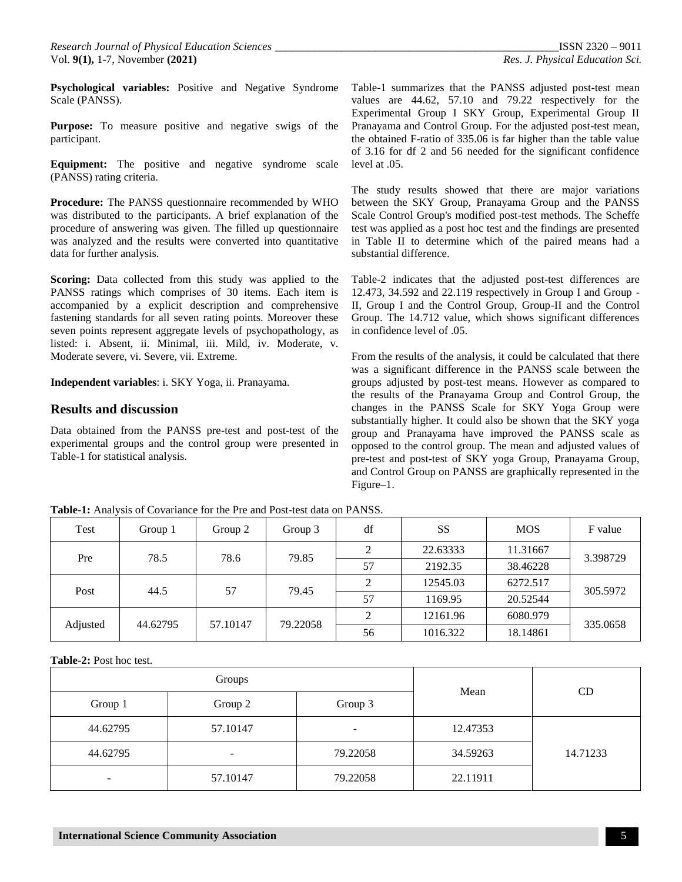**Psychological variables:** Positive and Negative Syndrome Scale (PANSS).

**Purpose:** To measure positive and negative swigs of the participant.

**Equipment:** The positive and negative syndrome scale (PANSS) rating criteria.

**Procedure:** The PANSS questionnaire recommended by WHO was distributed to the participants. A brief explanation of the procedure of answering was given. The filled up questionnaire was analyzed and the results were converted into quantitative data for further analysis.

**Scoring:** Data collected from this study was applied to the PANSS ratings which comprises of 30 items. Each item is accompanied by a explicit description and comprehensive fastening standards for all seven rating points. Moreover these seven points represent aggregate levels of psychopathology, as listed: i. Absent, ii. Minimal, iii. Mild, iv. Moderate, v. Moderate severe, vi. Severe, vii. Extreme.

**Independent variables**: i. SKY Yoga, ii. Pranayama.

## Results and discussion

Data obtained from the PANSS pre-test and post-test of the experimental groups and the control group were presented in Table-1 for statistical analysis.

Table-1 summarizes that the PANSS adjusted post-test mean values are 44.62, 57.10 and 79.22 respectively for the Experimental Group I SKY Group, Experimental Group II Pranayama and Control Group. For the adjusted post-test mean, the obtained F-ratio of 335.06 is far higher than the table value of 3.16 for df 2 and 56 needed for the significant confidence level at .05.

The study results showed that there are major variations between the SKY Group, Pranayama Group and the PANSS Scale Control Group's modified post-test methods. The Scheffe test was applied as a post hoc test and the findings are presented in Table II to determine which of the paired means had a substantial difference.

Table-2 indicates that the adjusted post-test differences are 12.473, 34.592 and 22.119 respectively in Group I and Group -II, Group I and the Control Group, Group-II and the Control Group. The 14.712 value, which shows significant differences in confidence level of .05.

From the results of the analysis, it could be calculated that there was a significant difference in the PANSS scale between the groups adjusted by post-test means. However as compared to the results of the Pranayama Group and Control Group, the changes in the PANSS Scale for SKY Yoga Group were substantially higher. It could also be shown that the SKY yoga group and Pranayama have improved the PANSS scale as opposed to the control group. The mean and adjusted values of pre-test and post-test of SKY yoga Group, Pranayama Group, and Control Group on PANSS are graphically represented in the Figure–1.

**Table-1:** Analysis of Covariance for the Pre and Post-test data on PANSS.

| Test | Group 1 | Group 2 | Group 3 | df | SS | MOS | F value |
|---|---|---|---|---|---|---|---|
| Pre | 78.5 | 78.6 | 79.85 | 2 | 22.63333 | 11.31667 | 3.398729 |
| | | | | 57 | 2192.35 | 38.46228 | |
| Post | 44.5 | 57 | 79.45 | 2 | 12545.03 | 6272.517 | 305.5972 |
| | | | | 57 | 1169.95 | 20.52544 | |
| Adjusted | 44.62795 | 57.10147 | 79.22058 | 2 | 12161.96 | 6080.979 | 335.0658 |
| | | | | 56 | 1016.322 | 18.14861 | |

**Table-2:** Post hoc test.

| Groups | | | Mean | CD |
|---|---|---|---|---|
| Group 1 | Group 2 | Group 3 | | |
| 44.62795 | 57.10147 | - | 12.47353 | 14.71233 |
| 44.62795 | - | 79.22058 | 34.59263 | |
| - | 57.10147 | 79.22058 | 22.11911 | |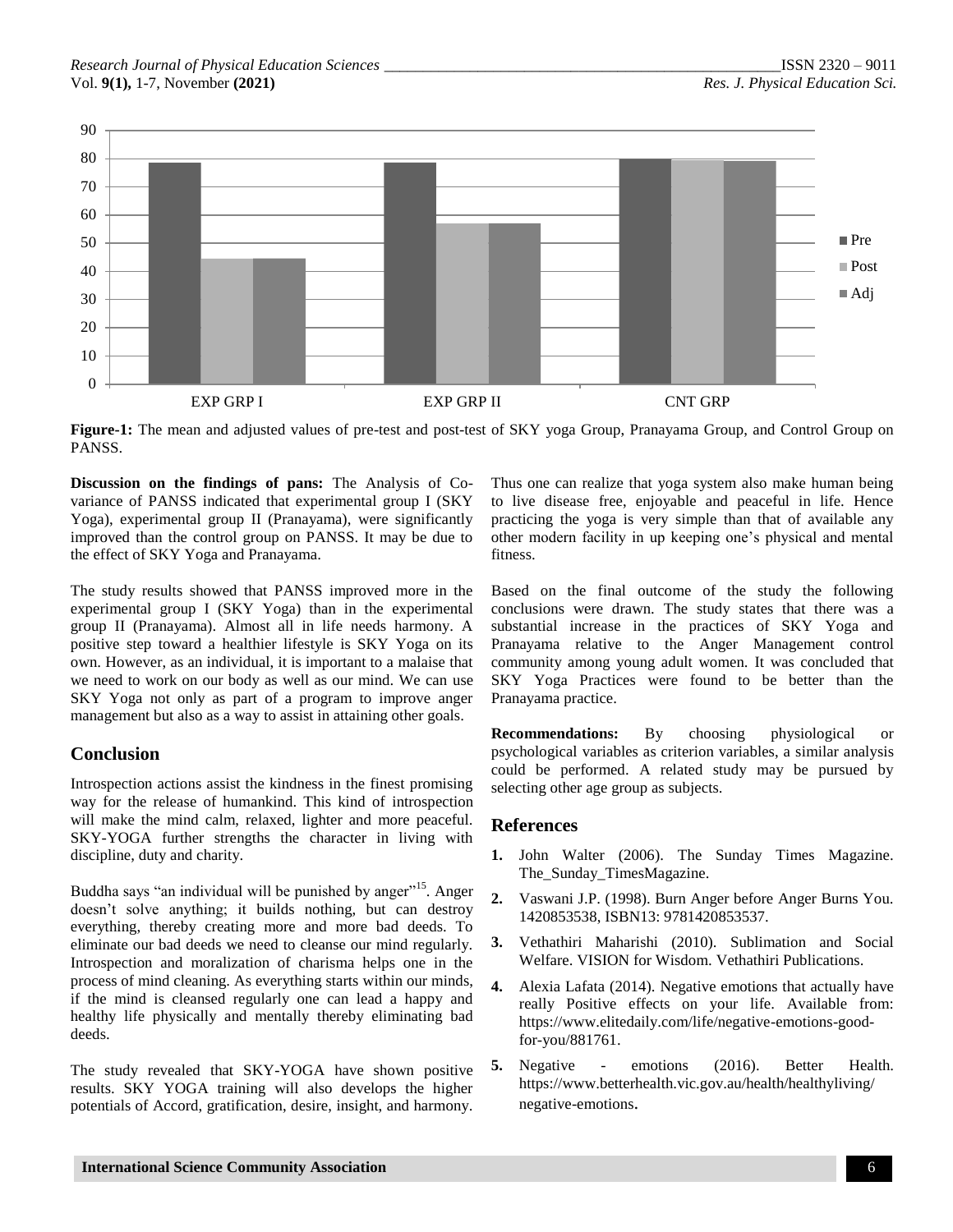Figure-1: The mean and adjusted values of pre-test and post-test of SKY yoga Group, Pranayama Group, and Control Group on PANSS.

**Discussion on the findings of pans:** The Analysis of Co-variance of PANSS indicated that experimental group I (SKY Yoga), experimental group II (Pranayama), were significantly improved than the control group on PANSS. It may be due to the effect of SKY Yoga and Pranayama.

The study results showed that PANSS improved more in the experimental group I (SKY Yoga) than in the experimental group II (Pranayama). Almost all in life needs harmony. A positive step toward a healthier lifestyle is SKY Yoga on its own. However, as an individual, it is important to a malaise that we need to work on our body as well as our mind. We can use SKY Yoga not only as part of a program to improve anger management but also as a way to assist in attaining other goals.

## Conclusion

Introspection actions assist the kindness in the finest promising way for the release of humankind. This kind of introspection will make the mind calm, relaxed, lighter and more peaceful. SKY-YOGA further strengths the character in living with discipline, duty and charity.

Buddha says "an individual will be punished by anger"[15]. Anger doesn't solve anything; it builds nothing, but can destroy everything, thereby creating more and more bad deeds. To eliminate our bad deeds we need to cleanse our mind regularly. Introspection and moralization of charisma helps one in the process of mind cleaning. As everything starts within our minds, if the mind is cleansed regularly one can lead a happy and healthy life physically and mentally thereby eliminating bad deeds.

The study revealed that SKY-YOGA have shown positive results. SKY YOGA training will also develops the higher potentials of Accord, gratification, desire, insight, and harmony. Thus one can realize that yoga system also make human being to live disease free, enjoyable and peaceful in life. Hence practicing the yoga is very simple than that of available any other modern facility in up keeping one's physical and mental fitness.

Based on the final outcome of the study the following conclusions were drawn. The study states that there was a substantial increase in the practices of SKY Yoga and Pranayama relative to the Anger Management control community among young adult women. It was concluded that SKY Yoga Practices were found to be better than the Pranayama practice.

**Recommendations:** By choosing physiological or psychological variables as criterion variables, a similar analysis could be performed. A related study may be pursued by selecting other age group as subjects.

## References

1. John Walter (2006). The Sunday Times Magazine. The_Sunday_TimesMagazine.
2. Vaswani J.P. (1998). Burn Anger before Anger Burns You. 1420853538, ISBN13: 9781420853537.
3. Vethathiri Maharishi (2010). Sublimation and Social Welfare. VISION for Wisdom. Vethathiri Publications.
4. Alexia Lafata (2014). Negative emotions that actually have really Positive effects on your life. Available from: https://www.elitedaily.com/life/negative-emotions-good-for-you/881761.
5. Negative - emotions (2016). Better Health. https://www.betterhealth.vic.gov.au/health/healthyliving/negative-emotions.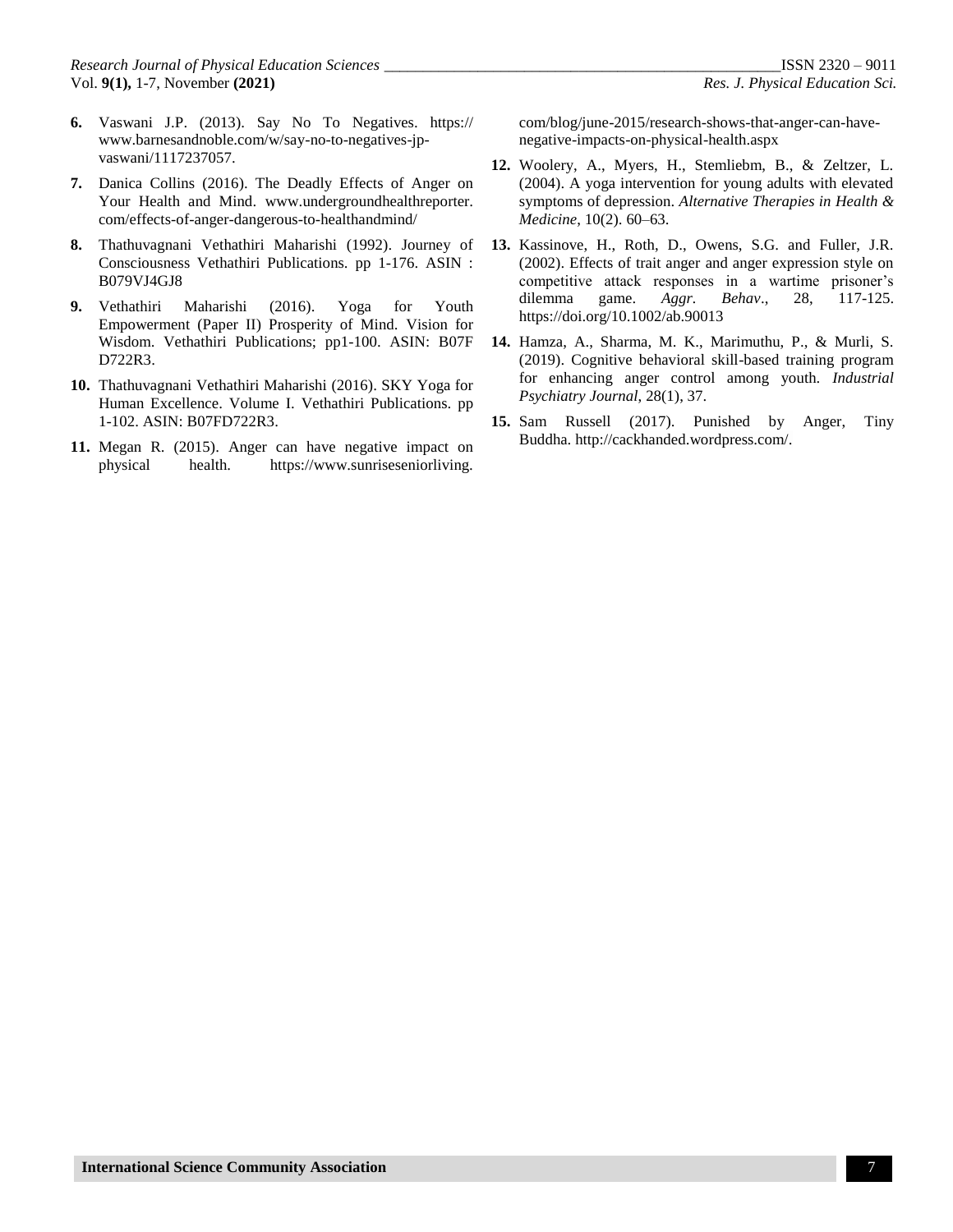6. Vaswani J.P. (2013). Say No To Negatives. https://www.barnesandnoble.com/w/say-no-to-negatives-jp-vaswani/1117237057.

7. Danica Collins (2016). The Deadly Effects of Anger on Your Health and Mind. www.undergroundhealthreporter.com/effects-of-anger-dangerous-to-healthandmind/

8. Thathuvagnani Vethathiri Maharishi (1992). Journey of Consciousness Vethathiri Publications. pp 1-176. ASIN : B079VJ4GJ8

9. Vethathiri Maharishi (2016). Yoga for Youth Empowerment (Paper II) Prosperity of Mind. Vision for Wisdom. Vethathiri Publications; pp1-100. ASIN: B07F D722R3.

10. Thathuvagnani Vethathiri Maharishi (2016). SKY Yoga for Human Excellence. Volume I. Vethathiri Publications. pp 1-102. ASIN: B07FD722R3.

11. Megan R. (2015). Anger can have negative impact on physical health. https://www.sunriseseniorliving.com/blog/june-2015/research-shows-that-anger-can-have-negative-impacts-on-physical-health.aspx

12. Woolery, A., Myers, H., Stemliebm, B., & Zeltzer, L. (2004). A yoga intervention for young adults with elevated symptoms of depression. *Alternative Therapies in Health & Medicine*, 10(2). 60–63.

13. Kassinove, H., Roth, D., Owens, S.G. and Fuller, J.R. (2002). Effects of trait anger and anger expression style on competitive attack responses in a wartime prisoner's dilemma game. *Aggr. Behav*., 28, 117-125. https://doi.org/10.1002/ab.90013

14. Hamza, A., Sharma, M. K., Marimuthu, P., & Murli, S. (2019). Cognitive behavioral skill-based training program for enhancing anger control among youth. *Industrial Psychiatry Journal*, 28(1), 37.

15. Sam Russell (2017). Punished by Anger, Tiny Buddha. http://cackhanded.wordpress.com/.